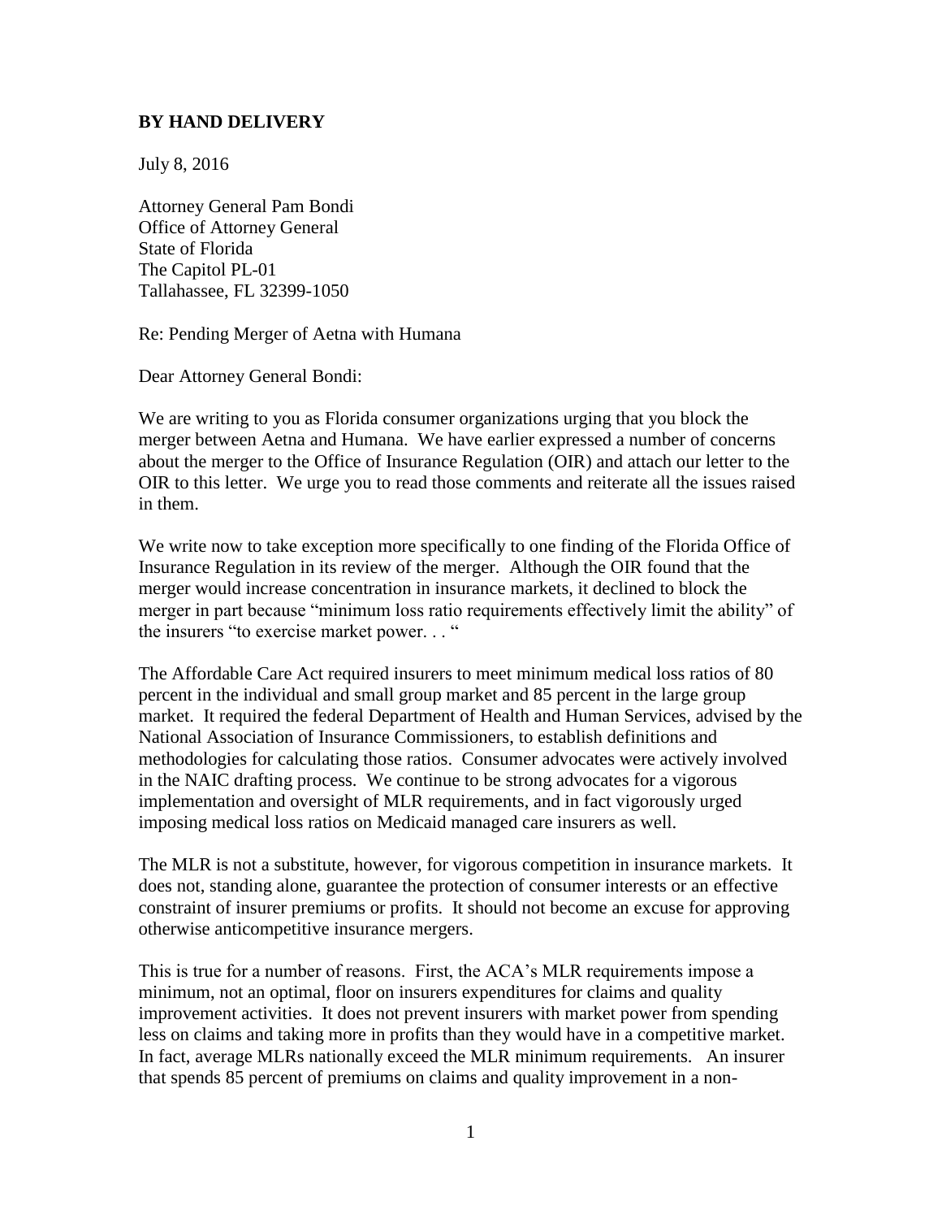**BY HAND DELIVERY**

July 8, 2016

Attorney General Pam Bondi
Office of Attorney General
State of Florida
The Capitol PL-01
Tallahassee, FL 32399-1050

Re: Pending Merger of Aetna with Humana

Dear Attorney General Bondi:

We are writing to you as Florida consumer organizations urging that you block the merger between Aetna and Humana. We have earlier expressed a number of concerns about the merger to the Office of Insurance Regulation (OIR) and attach our letter to the OIR to this letter. We urge you to read those comments and reiterate all the issues raised in them.

We write now to take exception more specifically to one finding of the Florida Office of Insurance Regulation in its review of the merger. Although the OIR found that the merger would increase concentration in insurance markets, it declined to block the merger in part because "minimum loss ratio requirements effectively limit the ability" of the insurers "to exercise market power. . . "

The Affordable Care Act required insurers to meet minimum medical loss ratios of 80 percent in the individual and small group market and 85 percent in the large group market. It required the federal Department of Health and Human Services, advised by the National Association of Insurance Commissioners, to establish definitions and methodologies for calculating those ratios. Consumer advocates were actively involved in the NAIC drafting process. We continue to be strong advocates for a vigorous implementation and oversight of MLR requirements, and in fact vigorously urged imposing medical loss ratios on Medicaid managed care insurers as well.

The MLR is not a substitute, however, for vigorous competition in insurance markets. It does not, standing alone, guarantee the protection of consumer interests or an effective constraint of insurer premiums or profits. It should not become an excuse for approving otherwise anticompetitive insurance mergers.

This is true for a number of reasons. First, the ACA's MLR requirements impose a minimum, not an optimal, floor on insurers expenditures for claims and quality improvement activities. It does not prevent insurers with market power from spending less on claims and taking more in profits than they would have in a competitive market. In fact, average MLRs nationally exceed the MLR minimum requirements. An insurer that spends 85 percent of premiums on claims and quality improvement in a non-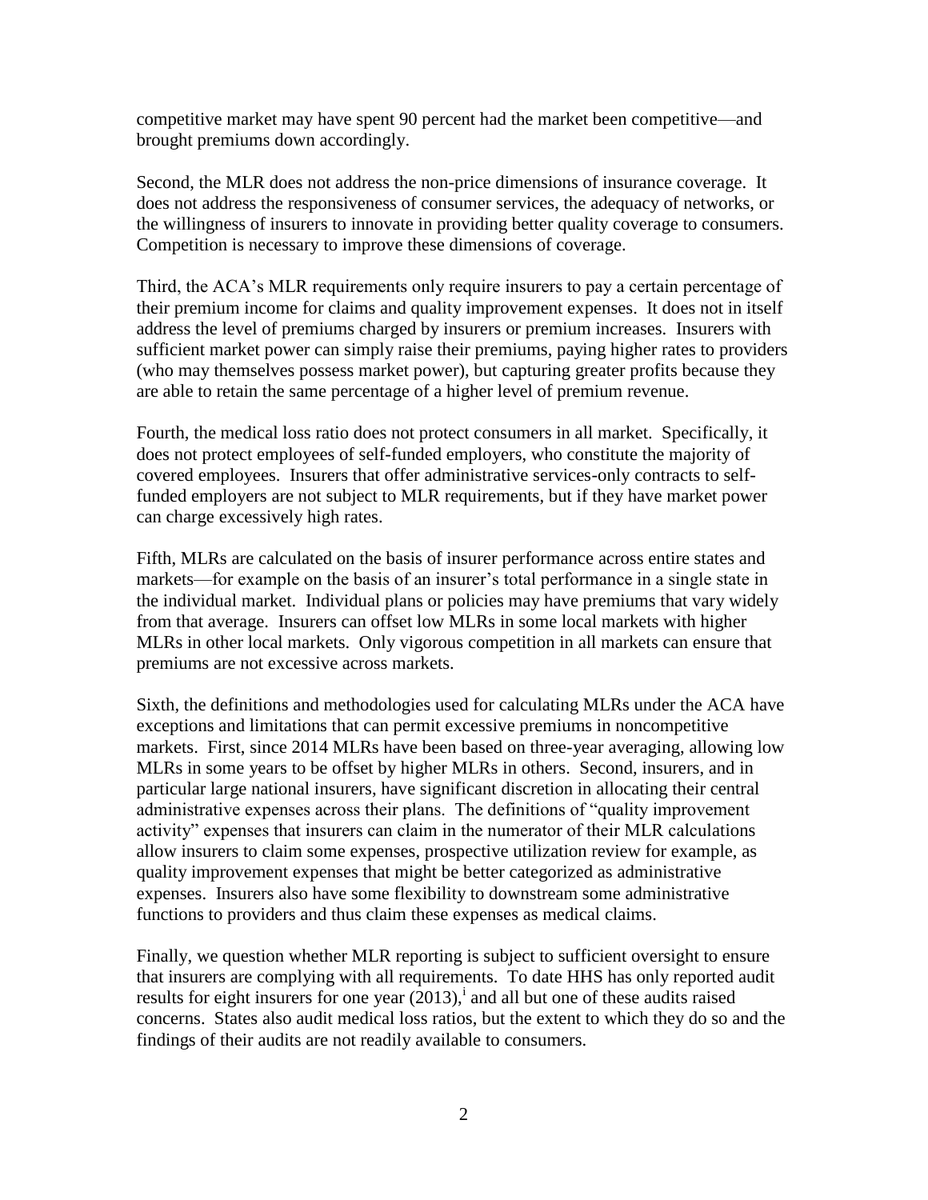competitive market may have spent 90 percent had the market been competitive—and brought premiums down accordingly.

Second, the MLR does not address the non-price dimensions of insurance coverage. It does not address the responsiveness of consumer services, the adequacy of networks, or the willingness of insurers to innovate in providing better quality coverage to consumers. Competition is necessary to improve these dimensions of coverage.

Third, the ACA's MLR requirements only require insurers to pay a certain percentage of their premium income for claims and quality improvement expenses. It does not in itself address the level of premiums charged by insurers or premium increases. Insurers with sufficient market power can simply raise their premiums, paying higher rates to providers (who may themselves possess market power), but capturing greater profits because they are able to retain the same percentage of a higher level of premium revenue.

Fourth, the medical loss ratio does not protect consumers in all market. Specifically, it does not protect employees of self-funded employers, who constitute the majority of covered employees. Insurers that offer administrative services-only contracts to self-funded employers are not subject to MLR requirements, but if they have market power can charge excessively high rates.

Fifth, MLRs are calculated on the basis of insurer performance across entire states and markets—for example on the basis of an insurer's total performance in a single state in the individual market. Individual plans or policies may have premiums that vary widely from that average. Insurers can offset low MLRs in some local markets with higher MLRs in other local markets. Only vigorous competition in all markets can ensure that premiums are not excessive across markets.

Sixth, the definitions and methodologies used for calculating MLRs under the ACA have exceptions and limitations that can permit excessive premiums in noncompetitive markets. First, since 2014 MLRs have been based on three-year averaging, allowing low MLRs in some years to be offset by higher MLRs in others. Second, insurers, and in particular large national insurers, have significant discretion in allocating their central administrative expenses across their plans. The definitions of "quality improvement activity" expenses that insurers can claim in the numerator of their MLR calculations allow insurers to claim some expenses, prospective utilization review for example, as quality improvement expenses that might be better categorized as administrative expenses. Insurers also have some flexibility to downstream some administrative functions to providers and thus claim these expenses as medical claims.

Finally, we question whether MLR reporting is subject to sufficient oversight to ensure that insurers are complying with all requirements. To date HHS has only reported audit results for eight insurers for one year (2013),[i] and all but one of these audits raised concerns. States also audit medical loss ratios, but the extent to which they do so and the findings of their audits are not readily available to consumers.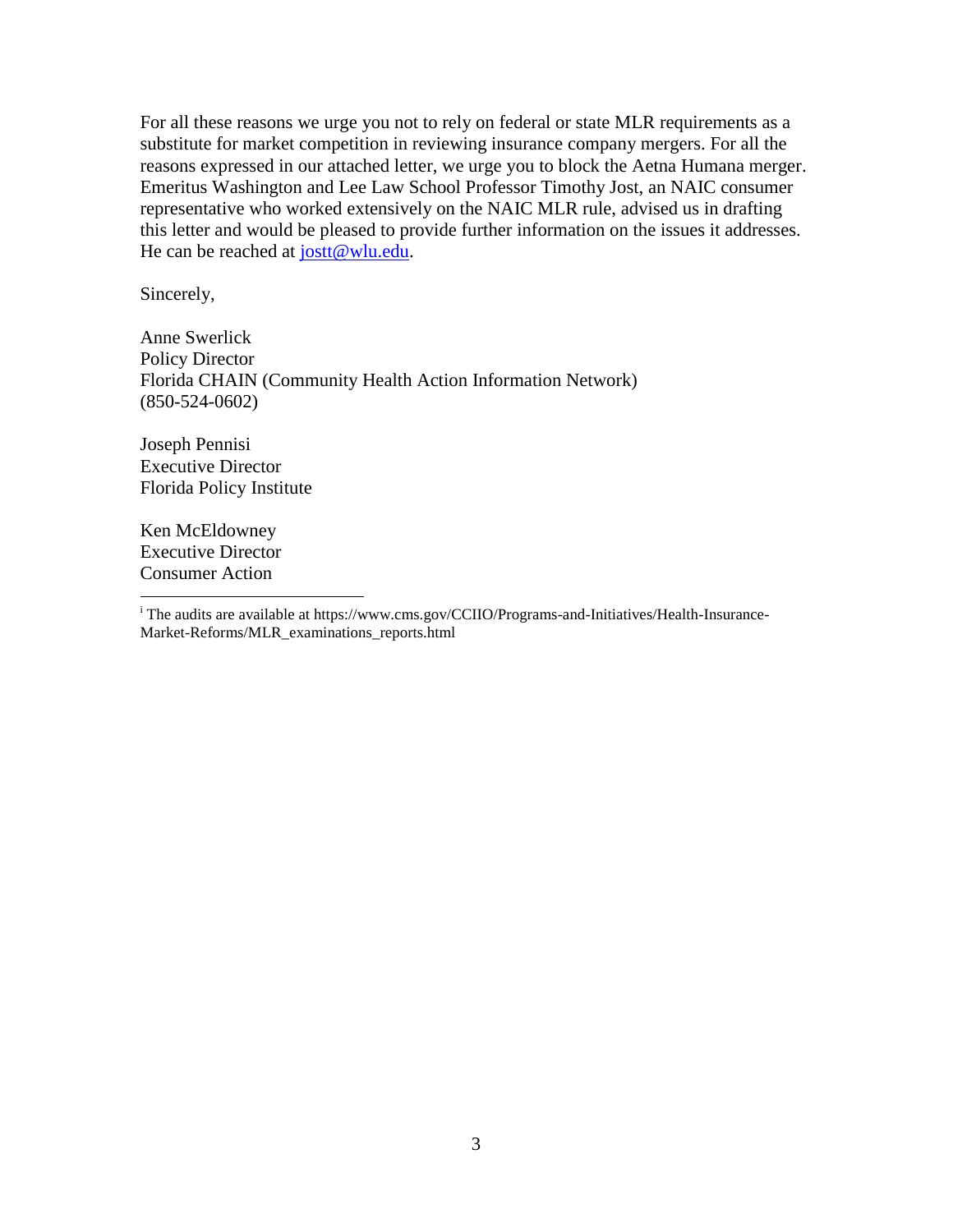For all these reasons we urge you not to rely on federal or state MLR requirements as a substitute for market competition in reviewing insurance company mergers. For all the reasons expressed in our attached letter, we urge you to block the Aetna Humana merger. Emeritus Washington and Lee Law School Professor Timothy Jost, an NAIC consumer representative who worked extensively on the NAIC MLR rule, advised us in drafting this letter and would be pleased to provide further information on the issues it addresses. He can be reached at jostt@wlu.edu.

Sincerely,

Anne Swerlick
Policy Director
Florida CHAIN (Community Health Action Information Network)
(850-524-0602)

Joseph Pennisi
Executive Director
Florida Policy Institute

Ken McEldowney
Executive Director
Consumer Action

---

[i] The audits are available at https://www.cms.gov/CCIIO/Programs-and-Initiatives/Health-Insurance-Market-Reforms/MLR_examinations_reports.html